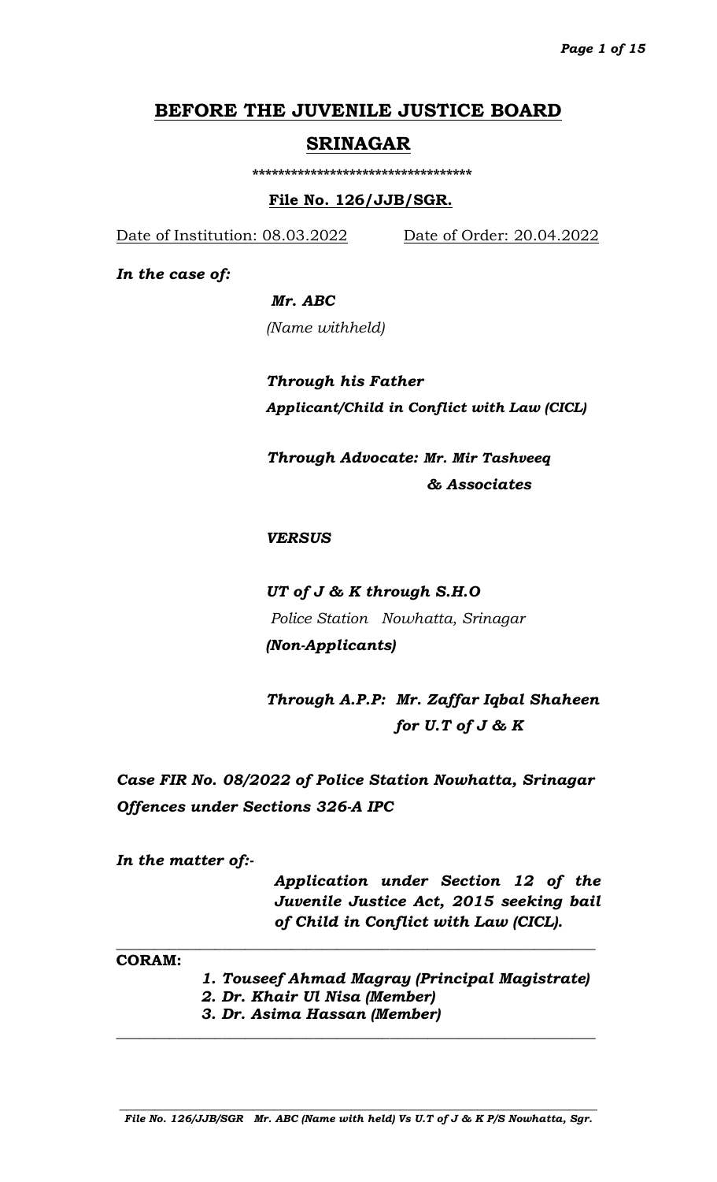# BEFORE THE JUVENILE JUSTICE BOARD

# SRINAGAR

\*\*\*\*\*\*\*\*\*\*\*\*\*\*\*\*\*\*\*\*\*\*\*\*\*\*\*\*\*\*\*\*\*\*

**File No. 126/JJB/SGR.**

Date of Institution: 08.03.2022 &nbsp;&nbsp;&nbsp;&nbsp;&nbsp;&nbsp;&nbsp;&nbsp; Date of Order: 20.04.2022

***In the case of:***

***Mr. ABC***
*(Name withheld)*

***Through his Father***
***Applicant/Child in Conflict with Law (CICL)***

***Through Advocate: Mr. Mir Tashveeq***
***& Associates***

***VERSUS***

***UT of J & K through S.H.O***
*Police Station Nowhatta, Srinagar*
***(Non-Applicants)***

***Through A.P.P: Mr. Zaffar Iqbal Shaheen***
***for U.T of J & K***

***Case FIR No. 08/2022 of Police Station Nowhatta, Srinagar***
***Offences under Sections 326-A IPC***

***In the matter of:-***

***Application under Section 12 of the Juvenile Justice Act, 2015 seeking bail of Child in Conflict with Law (CICL).***

---

**CORAM:**

1. ***Touseef Ahmad Magray (Principal Magistrate)***
2. ***Dr. Khair Ul Nisa (Member)***
3. ***Dr. Asima Hassan (Member)***

---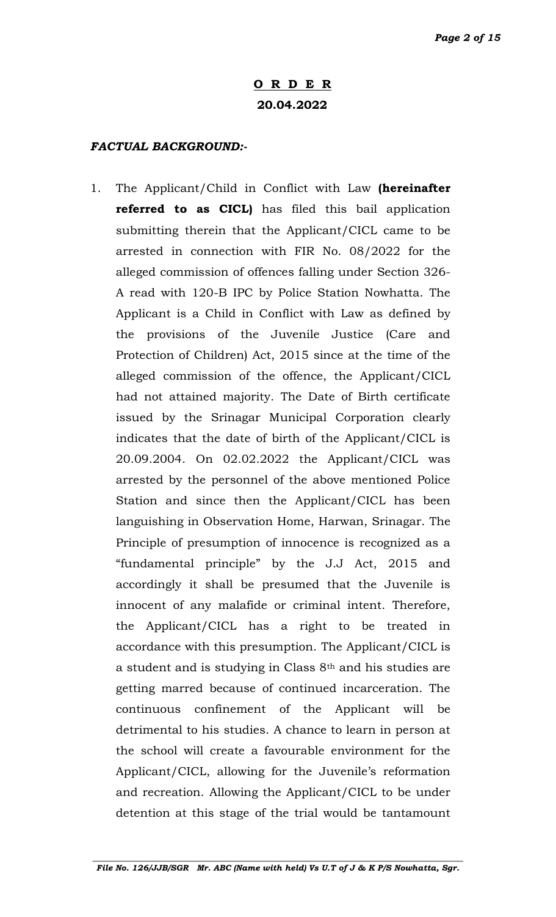# **O R D E R**

**20.04.2022**

***FACTUAL BACKGROUND:-***

1. The Applicant/Child in Conflict with Law **(hereinafter referred to as CICL)** has filed this bail application submitting therein that the Applicant/CICL came to be arrested in connection with FIR No. 08/2022 for the alleged commission of offences falling under Section 326-A read with 120-B IPC by Police Station Nowhatta. The Applicant is a Child in Conflict with Law as defined by the provisions of the Juvenile Justice (Care and Protection of Children) Act, 2015 since at the time of the alleged commission of the offence, the Applicant/CICL had not attained majority. The Date of Birth certificate issued by the Srinagar Municipal Corporation clearly indicates that the date of birth of the Applicant/CICL is 20.09.2004. On 02.02.2022 the Applicant/CICL was arrested by the personnel of the above mentioned Police Station and since then the Applicant/CICL has been languishing in Observation Home, Harwan, Srinagar. The Principle of presumption of innocence is recognized as a "fundamental principle" by the J.J Act, 2015 and accordingly it shall be presumed that the Juvenile is innocent of any malafide or criminal intent. Therefore, the Applicant/CICL has a right to be treated in accordance with this presumption. The Applicant/CICL is a student and is studying in Class 8th and his studies are getting marred because of continued incarceration. The continuous confinement of the Applicant will be detrimental to his studies. A chance to learn in person at the school will create a favourable environment for the Applicant/CICL, allowing for the Juvenile's reformation and recreation. Allowing the Applicant/CICL to be under detention at this stage of the trial would be tantamount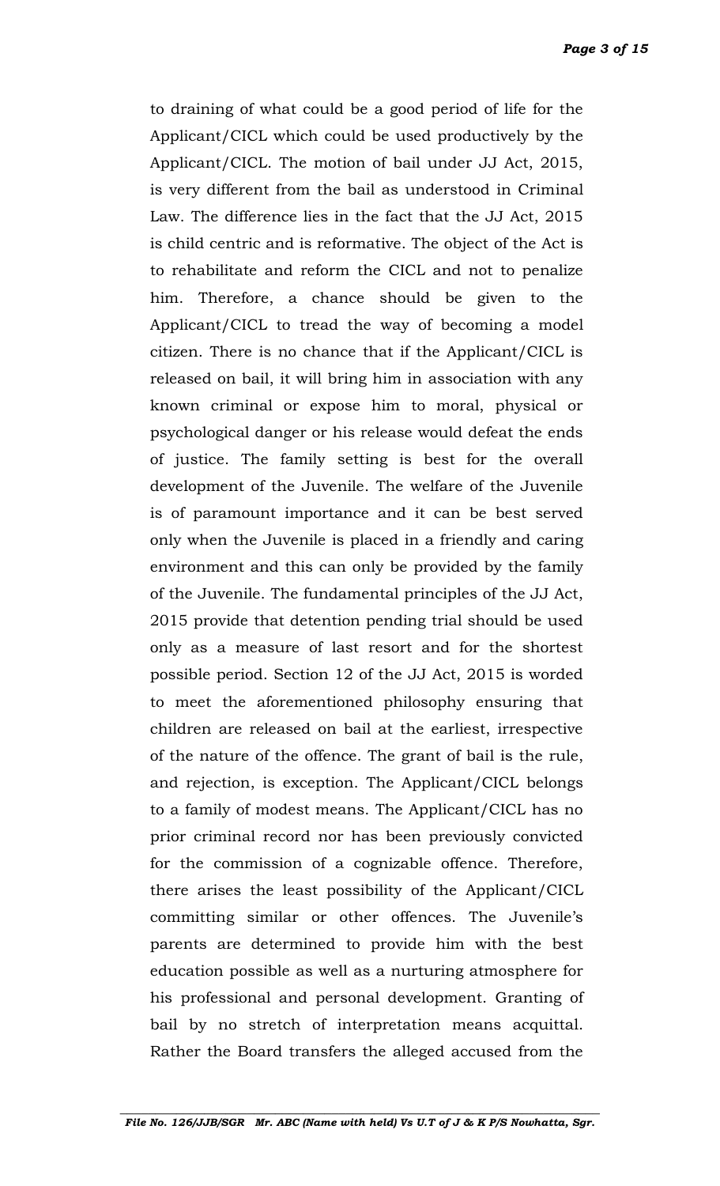to draining of what could be a good period of life for the Applicant/CICL which could be used productively by the Applicant/CICL. The motion of bail under JJ Act, 2015, is very different from the bail as understood in Criminal Law. The difference lies in the fact that the JJ Act, 2015 is child centric and is reformative. The object of the Act is to rehabilitate and reform the CICL and not to penalize him. Therefore, a chance should be given to the Applicant/CICL to tread the way of becoming a model citizen. There is no chance that if the Applicant/CICL is released on bail, it will bring him in association with any known criminal or expose him to moral, physical or psychological danger or his release would defeat the ends of justice. The family setting is best for the overall development of the Juvenile. The welfare of the Juvenile is of paramount importance and it can be best served only when the Juvenile is placed in a friendly and caring environment and this can only be provided by the family of the Juvenile. The fundamental principles of the JJ Act, 2015 provide that detention pending trial should be used only as a measure of last resort and for the shortest possible period. Section 12 of the JJ Act, 2015 is worded to meet the aforementioned philosophy ensuring that children are released on bail at the earliest, irrespective of the nature of the offence. The grant of bail is the rule, and rejection, is exception. The Applicant/CICL belongs to a family of modest means. The Applicant/CICL has no prior criminal record nor has been previously convicted for the commission of a cognizable offence. Therefore, there arises the least possibility of the Applicant/CICL committing similar or other offences. The Juvenile's parents are determined to provide him with the best education possible as well as a nurturing atmosphere for his professional and personal development. Granting of bail by no stretch of interpretation means acquittal. Rather the Board transfers the alleged accused from the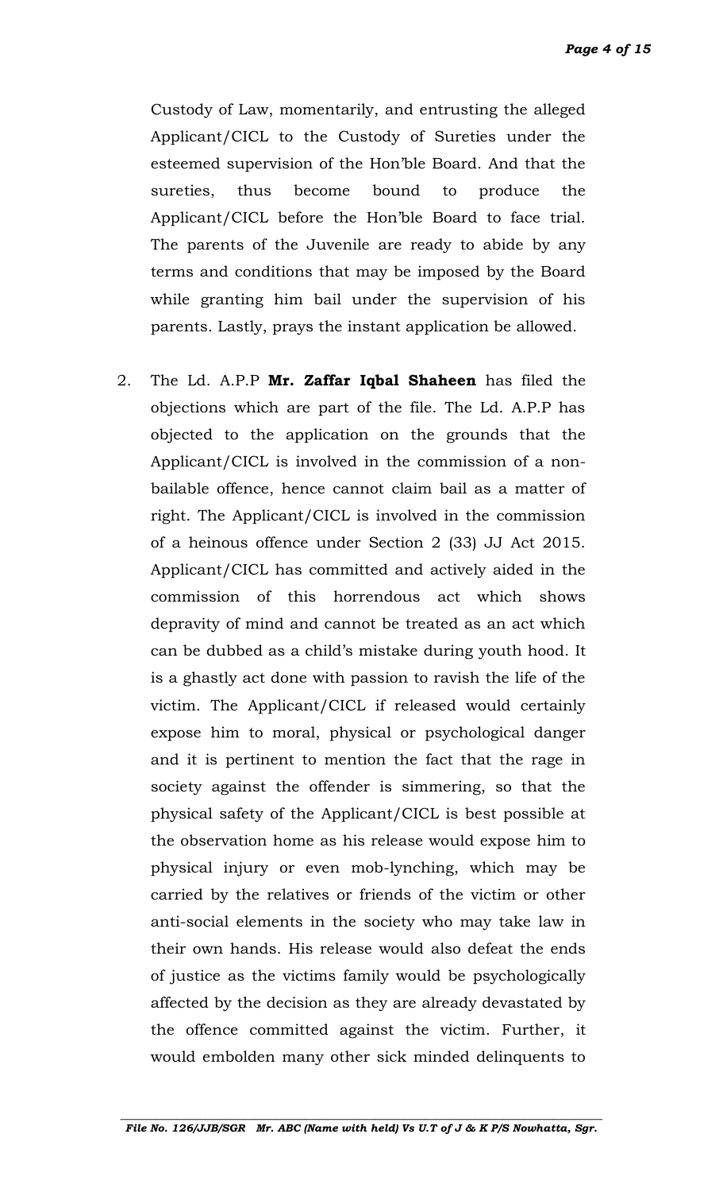Custody of Law, momentarily, and entrusting the alleged Applicant/CICL to the Custody of Sureties under the esteemed supervision of the Hon'ble Board. And that the sureties, thus become bound to produce the Applicant/CICL before the Hon'ble Board to face trial. The parents of the Juvenile are ready to abide by any terms and conditions that may be imposed by the Board while granting him bail under the supervision of his parents. Lastly, prays the instant application be allowed.

2. The Ld. A.P.P **Mr. Zaffar Iqbal Shaheen** has filed the objections which are part of the file. The Ld. A.P.P has objected to the application on the grounds that the Applicant/CICL is involved in the commission of a non-bailable offence, hence cannot claim bail as a matter of right. The Applicant/CICL is involved in the commission of a heinous offence under Section 2 (33) JJ Act 2015. Applicant/CICL has committed and actively aided in the commission of this horrendous act which shows depravity of mind and cannot be treated as an act which can be dubbed as a child's mistake during youth hood. It is a ghastly act done with passion to ravish the life of the victim. The Applicant/CICL if released would certainly expose him to moral, physical or psychological danger and it is pertinent to mention the fact that the rage in society against the offender is simmering, so that the physical safety of the Applicant/CICL is best possible at the observation home as his release would expose him to physical injury or even mob-lynching, which may be carried by the relatives or friends of the victim or other anti-social elements in the society who may take law in their own hands. His release would also defeat the ends of justice as the victims family would be psychologically affected by the decision as they are already devastated by the offence committed against the victim. Further, it would embolden many other sick minded delinquents to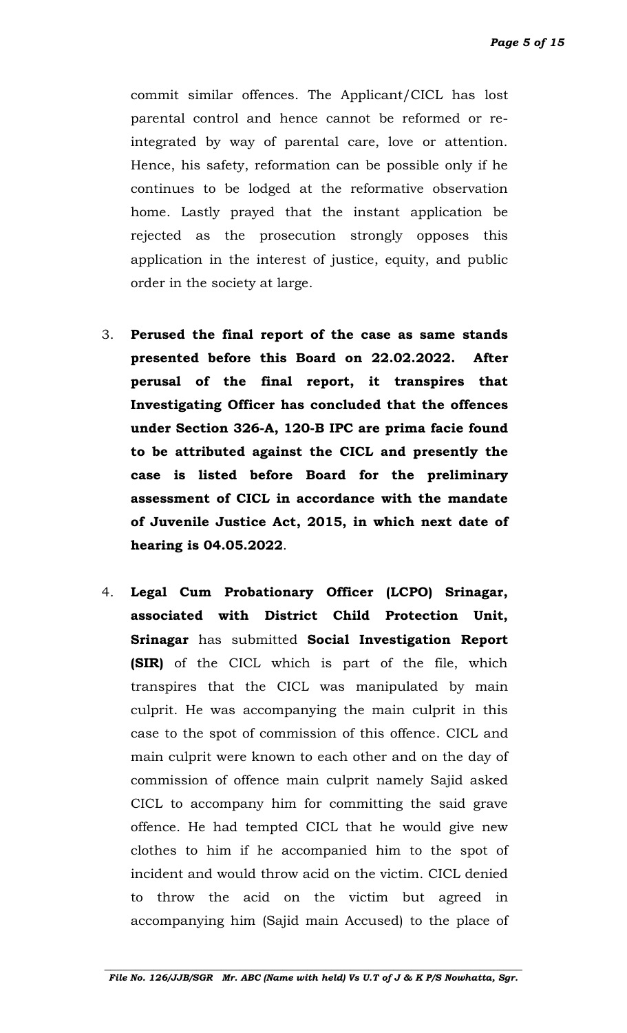commit similar offences. The Applicant/CICL has lost parental control and hence cannot be reformed or re-integrated by way of parental care, love or attention. Hence, his safety, reformation can be possible only if he continues to be lodged at the reformative observation home. Lastly prayed that the instant application be rejected as the prosecution strongly opposes this application in the interest of justice, equity, and public order in the society at large.

3. **Perused the final report of the case as same stands presented before this Board on 22.02.2022. After perusal of the final report, it transpires that Investigating Officer has concluded that the offences under Section 326-A, 120-B IPC are prima facie found to be attributed against the CICL and presently the case is listed before Board for the preliminary assessment of CICL in accordance with the mandate of Juvenile Justice Act, 2015, in which next date of hearing is 04.05.2022**.

4. **Legal Cum Probationary Officer (LCPO) Srinagar, associated with District Child Protection Unit, Srinagar** has submitted **Social Investigation Report (SIR)** of the CICL which is part of the file, which transpires that the CICL was manipulated by main culprit. He was accompanying the main culprit in this case to the spot of commission of this offence. CICL and main culprit were known to each other and on the day of commission of offence main culprit namely Sajid asked CICL to accompany him for committing the said grave offence. He had tempted CICL that he would give new clothes to him if he accompanied him to the spot of incident and would throw acid on the victim. CICL denied to throw the acid on the victim but agreed in accompanying him (Sajid main Accused) to the place of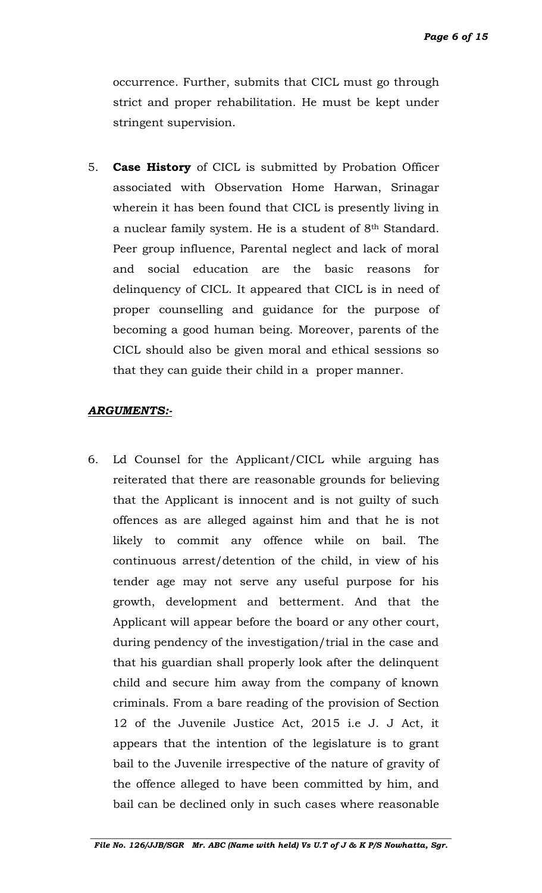occurrence. Further, submits that CICL must go through strict and proper rehabilitation. He must be kept under stringent supervision.

5. **Case History** of CICL is submitted by Probation Officer associated with Observation Home Harwan, Srinagar wherein it has been found that CICL is presently living in a nuclear family system. He is a student of 8th Standard. Peer group influence, Parental neglect and lack of moral and social education are the basic reasons for delinquency of CICL. It appeared that CICL is in need of proper counselling and guidance for the purpose of becoming a good human being. Moreover, parents of the CICL should also be given moral and ethical sessions so that they can guide their child in a proper manner.

***ARGUMENTS:-***

6. Ld Counsel for the Applicant/CICL while arguing has reiterated that there are reasonable grounds for believing that the Applicant is innocent and is not guilty of such offences as are alleged against him and that he is not likely to commit any offence while on bail. The continuous arrest/detention of the child, in view of his tender age may not serve any useful purpose for his growth, development and betterment. And that the Applicant will appear before the board or any other court, during pendency of the investigation/trial in the case and that his guardian shall properly look after the delinquent child and secure him away from the company of known criminals. From a bare reading of the provision of Section 12 of the Juvenile Justice Act, 2015 i.e J. J Act, it appears that the intention of the legislature is to grant bail to the Juvenile irrespective of the nature of gravity of the offence alleged to have been committed by him, and bail can be declined only in such cases where reasonable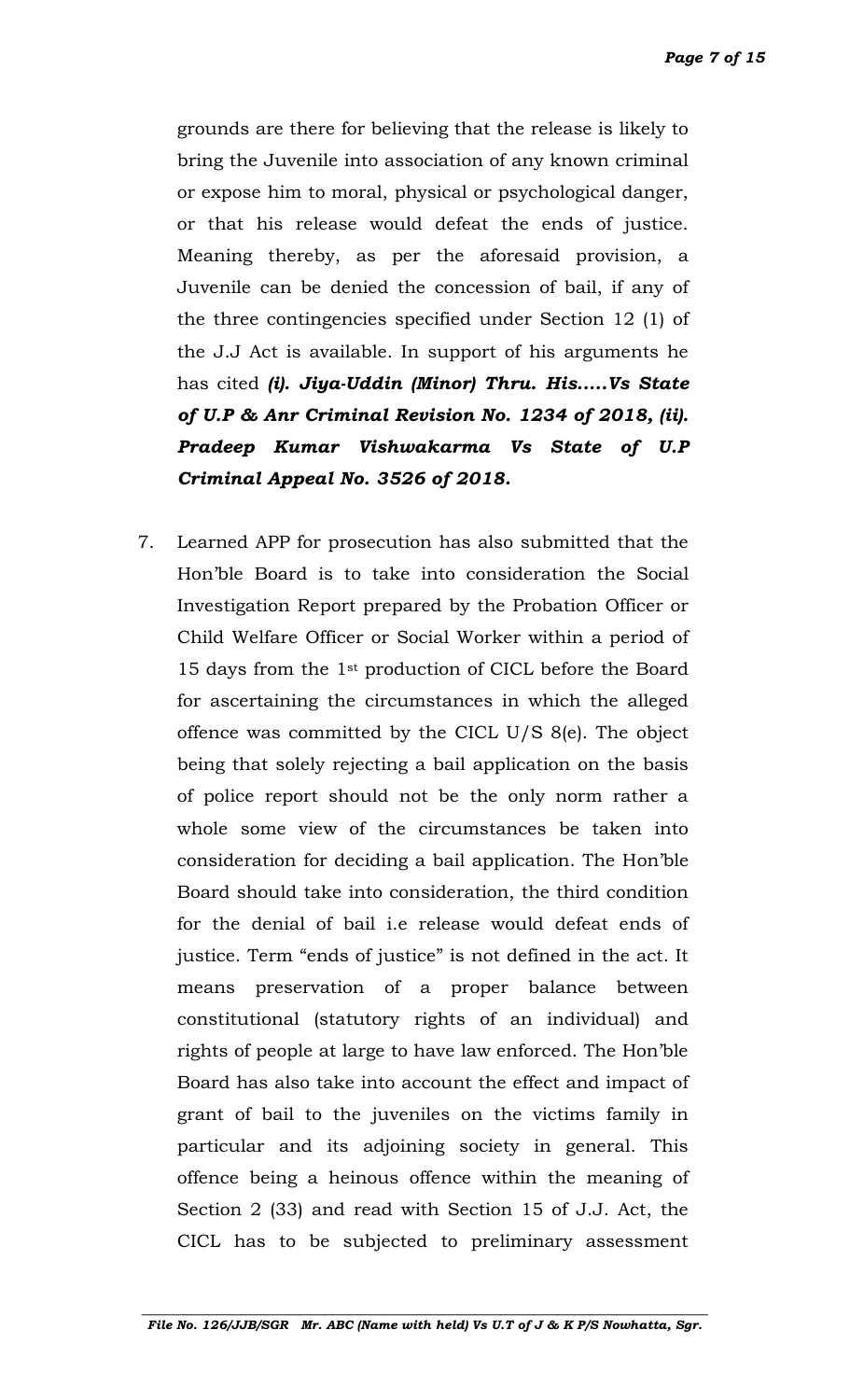grounds are there for believing that the release is likely to bring the Juvenile into association of any known criminal or expose him to moral, physical or psychological danger, or that his release would defeat the ends of justice. Meaning thereby, as per the aforesaid provision, a Juvenile can be denied the concession of bail, if any of the three contingencies specified under Section 12 (1) of the J.J Act is available. In support of his arguments he has cited ***(i). Jiya-Uddin (Minor) Thru. His.....Vs State of U.P & Anr Criminal Revision No. 1234 of 2018, (ii). Pradeep Kumar Vishwakarma Vs State of U.P Criminal Appeal No. 3526 of 2018.***

7. Learned APP for prosecution has also submitted that the Hon'ble Board is to take into consideration the Social Investigation Report prepared by the Probation Officer or Child Welfare Officer or Social Worker within a period of 15 days from the 1st production of CICL before the Board for ascertaining the circumstances in which the alleged offence was committed by the CICL U/S 8(e). The object being that solely rejecting a bail application on the basis of police report should not be the only norm rather a whole some view of the circumstances be taken into consideration for deciding a bail application. The Hon'ble Board should take into consideration, the third condition for the denial of bail i.e release would defeat ends of justice. Term "ends of justice" is not defined in the act. It means preservation of a proper balance between constitutional (statutory rights of an individual) and rights of people at large to have law enforced. The Hon'ble Board has also take into account the effect and impact of grant of bail to the juveniles on the victims family in particular and its adjoining society in general. This offence being a heinous offence within the meaning of Section 2 (33) and read with Section 15 of J.J. Act, the CICL has to be subjected to preliminary assessment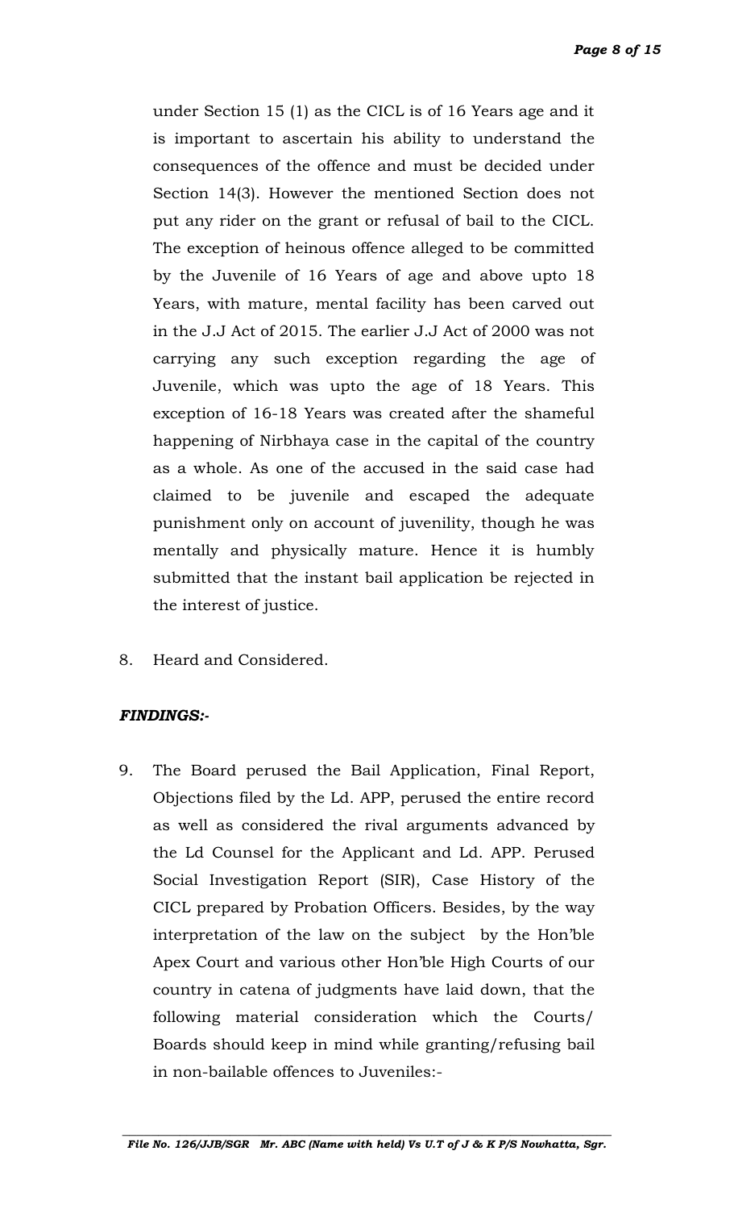under Section 15 (1) as the CICL is of 16 Years age and it is important to ascertain his ability to understand the consequences of the offence and must be decided under Section 14(3). However the mentioned Section does not put any rider on the grant or refusal of bail to the CICL. The exception of heinous offence alleged to be committed by the Juvenile of 16 Years of age and above upto 18 Years, with mature, mental facility has been carved out in the J.J Act of 2015. The earlier J.J Act of 2000 was not carrying any such exception regarding the age of Juvenile, which was upto the age of 18 Years. This exception of 16-18 Years was created after the shameful happening of Nirbhaya case in the capital of the country as a whole. As one of the accused in the said case had claimed to be juvenile and escaped the adequate punishment only on account of juvenility, though he was mentally and physically mature. Hence it is humbly submitted that the instant bail application be rejected in the interest of justice.

8. Heard and Considered.

***FINDINGS:-***

9. The Board perused the Bail Application, Final Report, Objections filed by the Ld. APP, perused the entire record as well as considered the rival arguments advanced by the Ld Counsel for the Applicant and Ld. APP. Perused Social Investigation Report (SIR), Case History of the CICL prepared by Probation Officers. Besides, by the way interpretation of the law on the subject by the Hon'ble Apex Court and various other Hon'ble High Courts of our country in catena of judgments have laid down, that the following material consideration which the Courts/ Boards should keep in mind while granting/refusing bail in non-bailable offences to Juveniles:-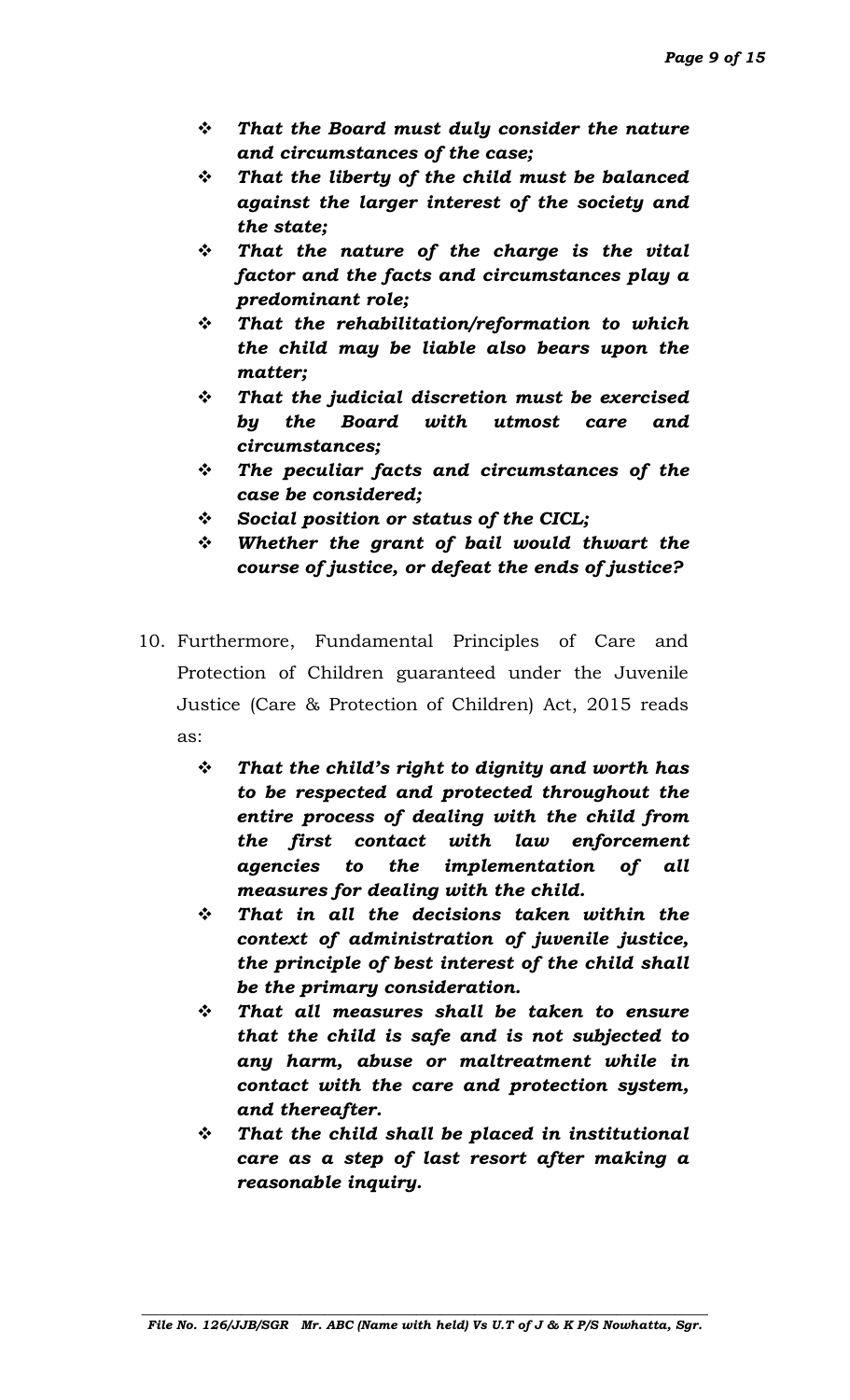- ***That the Board must duly consider the nature and circumstances of the case;***
- ***That the liberty of the child must be balanced against the larger interest of the society and the state;***
- ***That the nature of the charge is the vital factor and the facts and circumstances play a predominant role;***
- ***That the rehabilitation/reformation to which the child may be liable also bears upon the matter;***
- ***That the judicial discretion must be exercised by the Board with utmost care and circumstances;***
- ***The peculiar facts and circumstances of the case be considered;***
- ***Social position or status of the CICL;***
- ***Whether the grant of bail would thwart the course of justice, or defeat the ends of justice?***

10. Furthermore, Fundamental Principles of Care and Protection of Children guaranteed under the Juvenile Justice (Care & Protection of Children) Act, 2015 reads as:

    - ***That the child's right to dignity and worth has to be respected and protected throughout the entire process of dealing with the child from the first contact with law enforcement agencies to the implementation of all measures for dealing with the child.***
    - ***That in all the decisions taken within the context of administration of juvenile justice, the principle of best interest of the child shall be the primary consideration.***
    - ***That all measures shall be taken to ensure that the child is safe and is not subjected to any harm, abuse or maltreatment while in contact with the care and protection system, and thereafter.***
    - ***That the child shall be placed in institutional care as a step of last resort after making a reasonable inquiry.***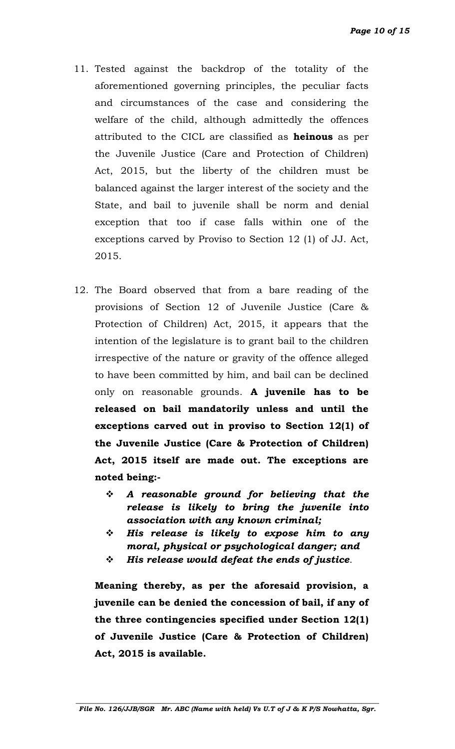11. Tested against the backdrop of the totality of the aforementioned governing principles, the peculiar facts and circumstances of the case and considering the welfare of the child, although admittedly the offences attributed to the CICL are classified as **heinous** as per the Juvenile Justice (Care and Protection of Children) Act, 2015, but the liberty of the children must be balanced against the larger interest of the society and the State, and bail to juvenile shall be norm and denial exception that too if case falls within one of the exceptions carved by Proviso to Section 12 (1) of JJ. Act, 2015.

12. The Board observed that from a bare reading of the provisions of Section 12 of Juvenile Justice (Care & Protection of Children) Act, 2015, it appears that the intention of the legislature is to grant bail to the children irrespective of the nature or gravity of the offence alleged to have been committed by him, and bail can be declined only on reasonable grounds. **A juvenile has to be released on bail mandatorily unless and until the exceptions carved out in proviso to Section 12(1) of the Juvenile Justice (Care & Protection of Children) Act, 2015 itself are made out. The exceptions are noted being:-**

    - ***A reasonable ground for believing that the release is likely to bring the juvenile into association with any known criminal;***
    - ***His release is likely to expose him to any moral, physical or psychological danger; and***
    - ***His release would defeat the ends of justice***.

    **Meaning thereby, as per the aforesaid provision, a juvenile can be denied the concession of bail, if any of the three contingencies specified under Section 12(1) of Juvenile Justice (Care & Protection of Children) Act, 2015 is available.**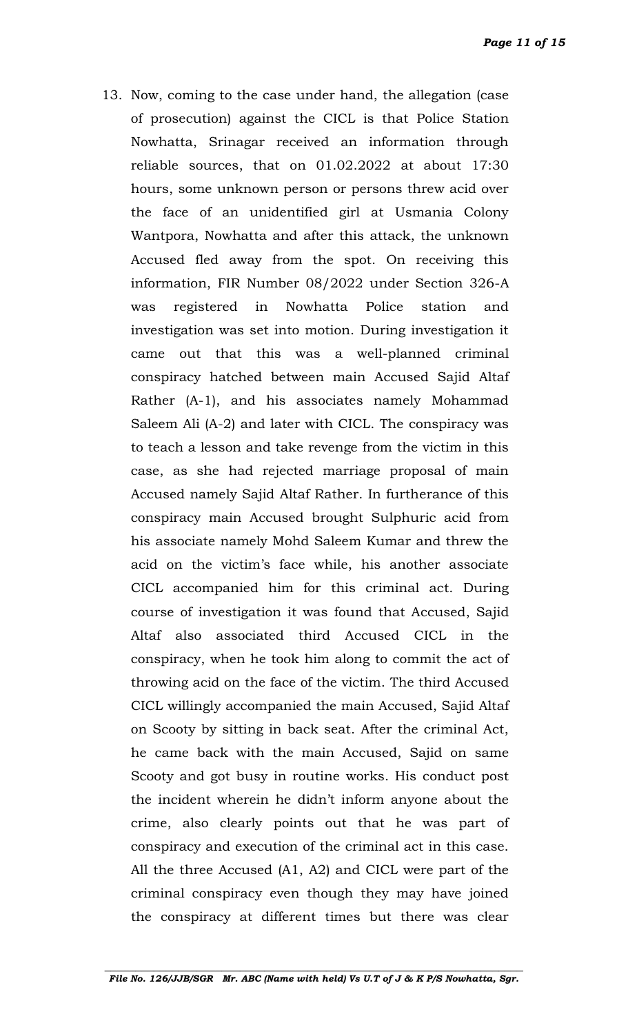13. Now, coming to the case under hand, the allegation (case of prosecution) against the CICL is that Police Station Nowhatta, Srinagar received an information through reliable sources, that on 01.02.2022 at about 17:30 hours, some unknown person or persons threw acid over the face of an unidentified girl at Usmania Colony Wantpora, Nowhatta and after this attack, the unknown Accused fled away from the spot. On receiving this information, FIR Number 08/2022 under Section 326-A was registered in Nowhatta Police station and investigation was set into motion. During investigation it came out that this was a well-planned criminal conspiracy hatched between main Accused Sajid Altaf Rather (A-1), and his associates namely Mohammad Saleem Ali (A-2) and later with CICL. The conspiracy was to teach a lesson and take revenge from the victim in this case, as she had rejected marriage proposal of main Accused namely Sajid Altaf Rather. In furtherance of this conspiracy main Accused brought Sulphuric acid from his associate namely Mohd Saleem Kumar and threw the acid on the victim's face while, his another associate CICL accompanied him for this criminal act. During course of investigation it was found that Accused, Sajid Altaf also associated third Accused CICL in the conspiracy, when he took him along to commit the act of throwing acid on the face of the victim. The third Accused CICL willingly accompanied the main Accused, Sajid Altaf on Scooty by sitting in back seat. After the criminal Act, he came back with the main Accused, Sajid on same Scooty and got busy in routine works. His conduct post the incident wherein he didn't inform anyone about the crime, also clearly points out that he was part of conspiracy and execution of the criminal act in this case. All the three Accused (A1, A2) and CICL were part of the criminal conspiracy even though they may have joined the conspiracy at different times but there was clear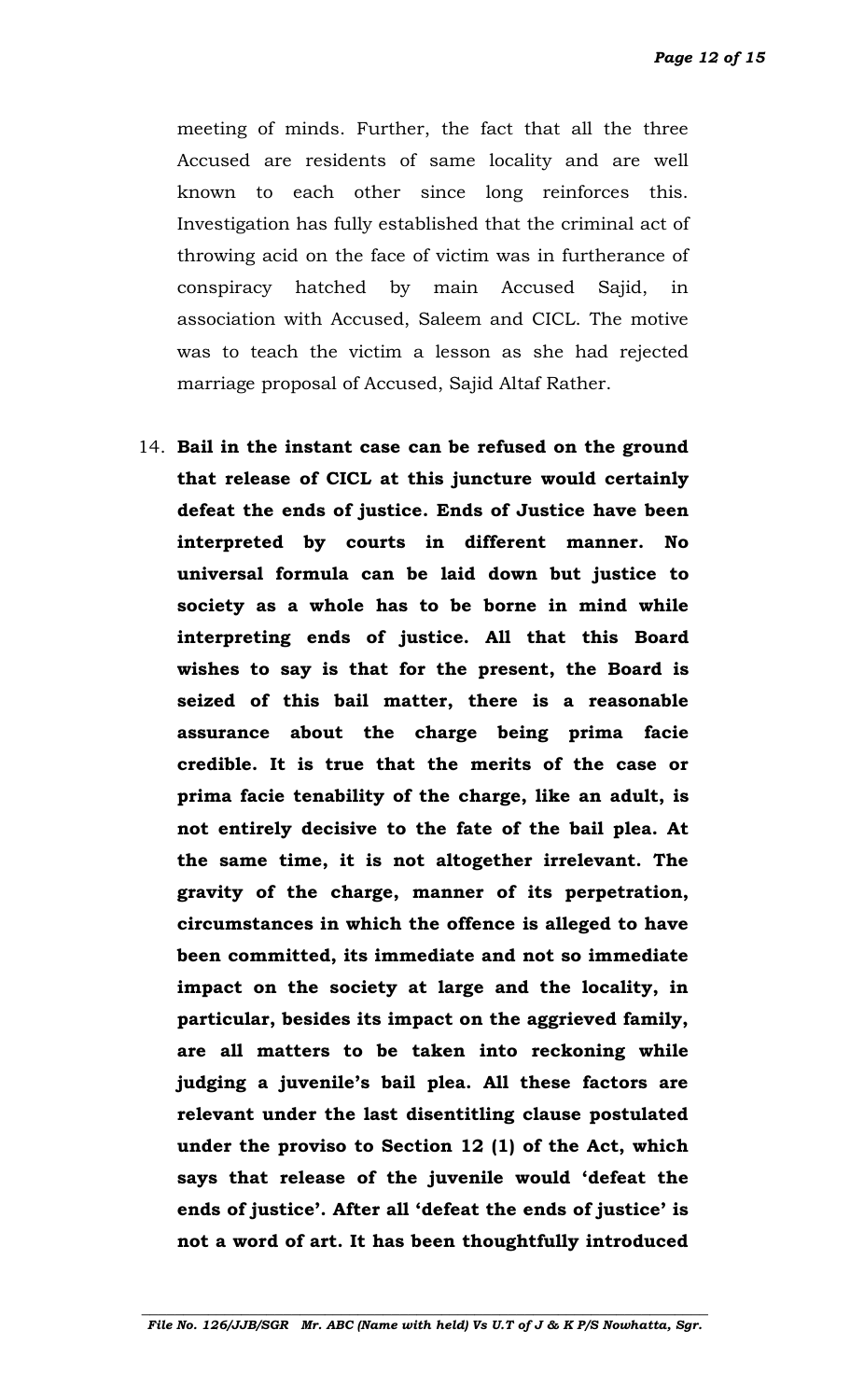meeting of minds. Further, the fact that all the three Accused are residents of same locality and are well known to each other since long reinforces this. Investigation has fully established that the criminal act of throwing acid on the face of victim was in furtherance of conspiracy hatched by main Accused Sajid, in association with Accused, Saleem and CICL. The motive was to teach the victim a lesson as she had rejected marriage proposal of Accused, Sajid Altaf Rather.

14. **Bail in the instant case can be refused on the ground that release of CICL at this juncture would certainly defeat the ends of justice. Ends of Justice have been interpreted by courts in different manner. No universal formula can be laid down but justice to society as a whole has to be borne in mind while interpreting ends of justice. All that this Board wishes to say is that for the present, the Board is seized of this bail matter, there is a reasonable assurance about the charge being prima facie credible. It is true that the merits of the case or prima facie tenability of the charge, like an adult, is not entirely decisive to the fate of the bail plea. At the same time, it is not altogether irrelevant. The gravity of the charge, manner of its perpetration, circumstances in which the offence is alleged to have been committed, its immediate and not so immediate impact on the society at large and the locality, in particular, besides its impact on the aggrieved family, are all matters to be taken into reckoning while judging a juvenile's bail plea. All these factors are relevant under the last disentitling clause postulated under the proviso to Section 12 (1) of the Act, which says that release of the juvenile would 'defeat the ends of justice'. After all 'defeat the ends of justice' is not a word of art. It has been thoughtfully introduced**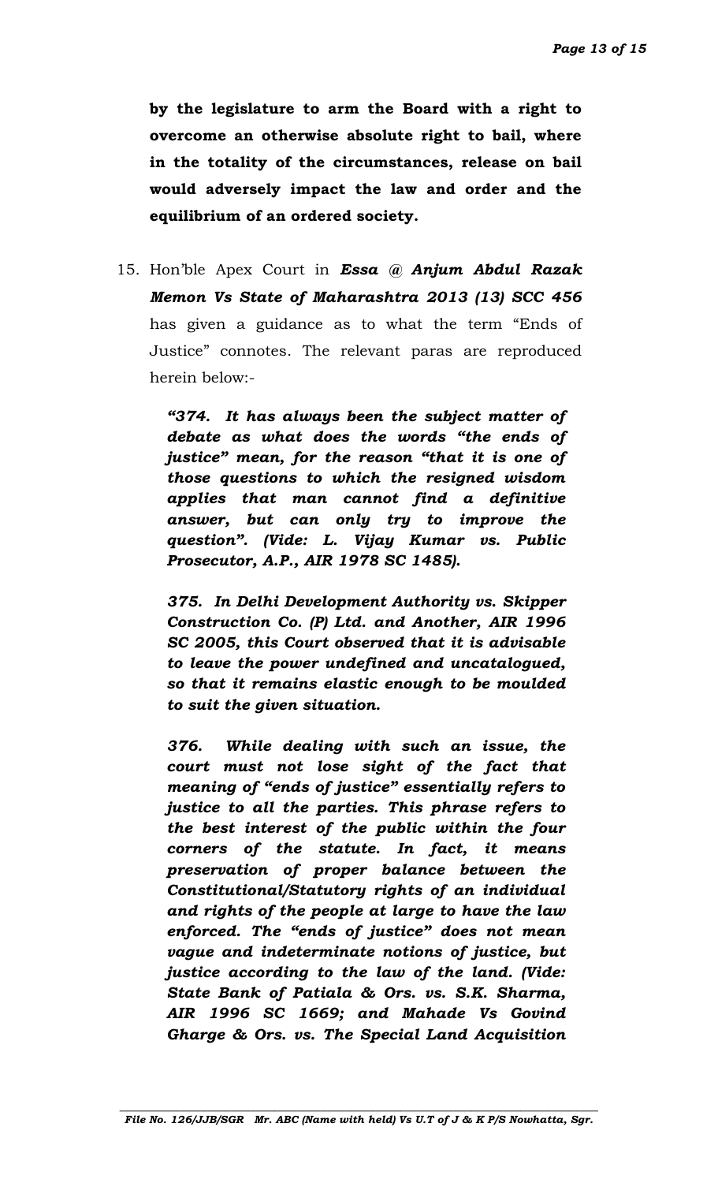**by the legislature to arm the Board with a right to overcome an otherwise absolute right to bail, where in the totality of the circumstances, release on bail would adversely impact the law and order and the equilibrium of an ordered society.**

15. Hon'ble Apex Court in ***Essa @ Anjum Abdul Razak Memon Vs State of Maharashtra 2013 (13) SCC 456*** has given a guidance as to what the term "Ends of Justice" connotes. The relevant paras are reproduced herein below:-

    ***"374. It has always been the subject matter of debate as what does the words "the ends of justice" mean, for the reason "that it is one of those questions to which the resigned wisdom applies that man cannot find a definitive answer, but can only try to improve the question". (Vide: L. Vijay Kumar vs. Public Prosecutor, A.P., AIR 1978 SC 1485).***

    ***375. In Delhi Development Authority vs. Skipper Construction Co. (P) Ltd. and Another, AIR 1996 SC 2005, this Court observed that it is advisable to leave the power undefined and uncatalogued, so that it remains elastic enough to be moulded to suit the given situation.***

    ***376. While dealing with such an issue, the court must not lose sight of the fact that meaning of "ends of justice" essentially refers to justice to all the parties. This phrase refers to the best interest of the public within the four corners of the statute. In fact, it means preservation of proper balance between the Constitutional/Statutory rights of an individual and rights of the people at large to have the law enforced. The "ends of justice" does not mean vague and indeterminate notions of justice, but justice according to the law of the land. (Vide: State Bank of Patiala & Ors. vs. S.K. Sharma, AIR 1996 SC 1669; and Mahade Vs Govind Gharge & Ors. vs. The Special Land Acquisition***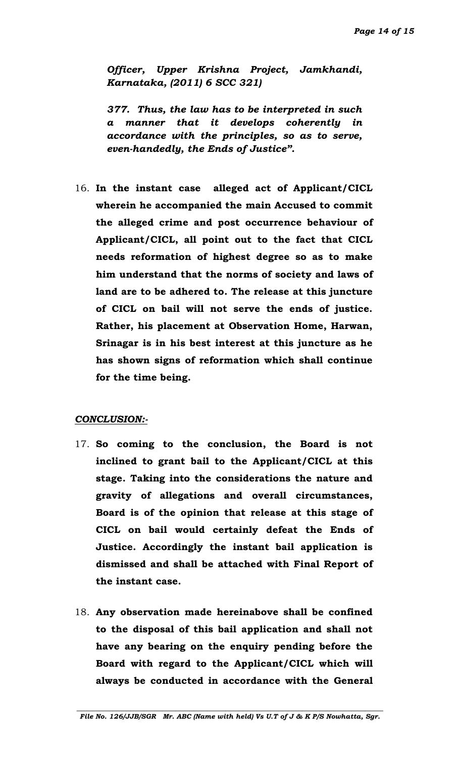*Officer, Upper Krishna Project, Jamkhandi, Karnataka, (2011) 6 SCC 321)*

***377. Thus, the law has to be interpreted in such a manner that it develops coherently in accordance with the principles, so as to serve, even-handedly, the Ends of Justice".***

16. **In the instant case alleged act of Applicant/CICL wherein he accompanied the main Accused to commit the alleged crime and post occurrence behaviour of Applicant/CICL, all point out to the fact that CICL needs reformation of highest degree so as to make him understand that the norms of society and laws of land are to be adhered to. The release at this juncture of CICL on bail will not serve the ends of justice. Rather, his placement at Observation Home, Harwan, Srinagar is in his best interest at this juncture as he has shown signs of reformation which shall continue for the time being.**

***CONCLUSION:-***

17. **So coming to the conclusion, the Board is not inclined to grant bail to the Applicant/CICL at this stage. Taking into the considerations the nature and gravity of allegations and overall circumstances, Board is of the opinion that release at this stage of CICL on bail would certainly defeat the Ends of Justice. Accordingly the instant bail application is dismissed and shall be attached with Final Report of the instant case.**

18. **Any observation made hereinabove shall be confined to the disposal of this bail application and shall not have any bearing on the enquiry pending before the Board with regard to the Applicant/CICL which will always be conducted in accordance with the General**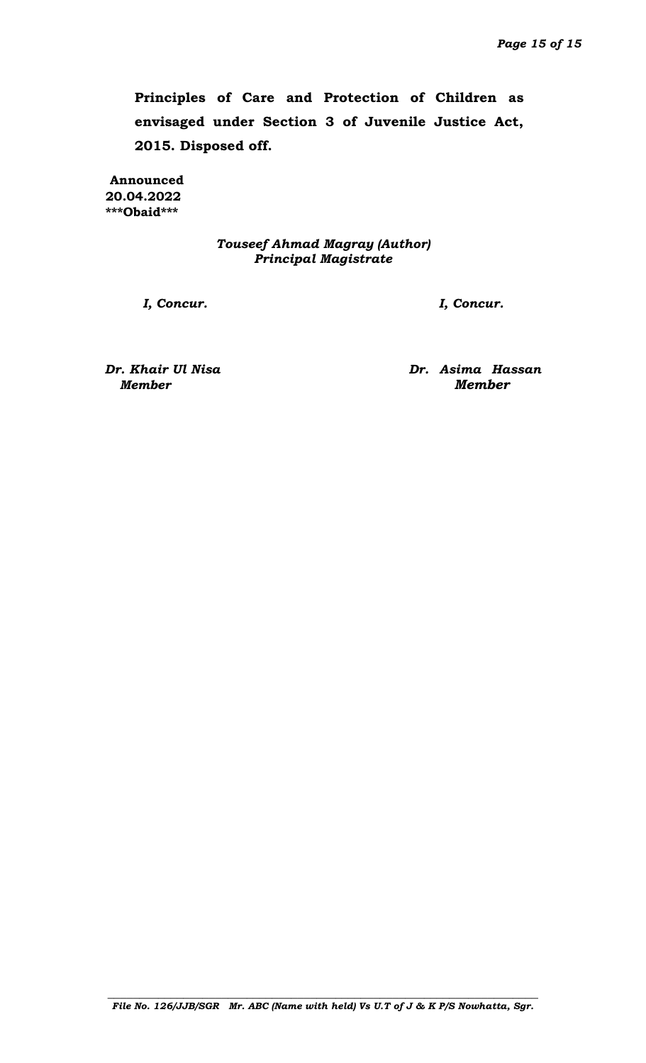**Principles of Care and Protection of Children as envisaged under Section 3 of Juvenile Justice Act, 2015. Disposed off.**

**Announced**
**20.04.2022**
**\*\*\*Obaid\*\*\***

***Touseef Ahmad Magray (Author)***
***Principal Magistrate***

*I, Concur.* *I, Concur.*

*Dr. Khair Ul Nisa*
*Member*

*Dr. Asima Hassan*
*Member*